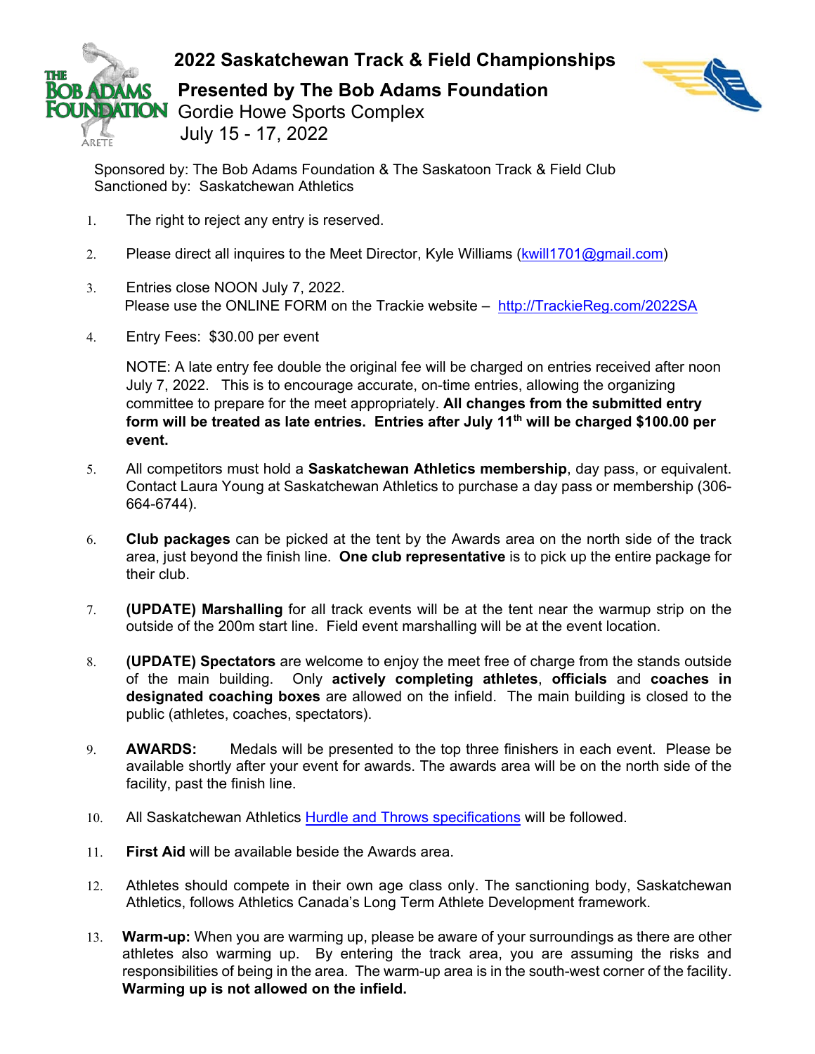# 2022 Saskatchewan Track & Field Championships

## Presented by The Bob Adams Foundation

Gordie Howe Sports Complex
July 15 - 17, 2022

Sponsored by: The Bob Adams Foundation & The Saskatoon Track & Field Club
Sanctioned by: Saskatchewan Athletics

1. The right to reject any entry is reserved.

2. Please direct all inquires to the Meet Director, Kyle Williams (kwill1701@gmail.com)

3. Entries close NOON July 7, 2022.
   Please use the ONLINE FORM on the Trackie website – http://TrackieReg.com/2022SA

4. Entry Fees: $30.00 per event

   NOTE: A late entry fee double the original fee will be charged on entries received after noon July 7, 2022. This is to encourage accurate, on-time entries, allowing the organizing committee to prepare for the meet appropriately. **All changes from the submitted entry form will be treated as late entries. Entries after July 11th will be charged $100.00 per event.**

5. All competitors must hold a **Saskatchewan Athletics membership**, day pass, or equivalent. Contact Laura Young at Saskatchewan Athletics to purchase a day pass or membership (306-664-6744).

6. **Club packages** can be picked at the tent by the Awards area on the north side of the track area, just beyond the finish line. **One club representative** is to pick up the entire package for their club.

7. **(UPDATE) Marshalling** for all track events will be at the tent near the warmup strip on the outside of the 200m start line. Field event marshalling will be at the event location.

8. **(UPDATE) Spectators** are welcome to enjoy the meet free of charge from the stands outside of the main building. Only **actively completing athletes**, **officials** and **coaches in designated coaching boxes** are allowed on the infield. The main building is closed to the public (athletes, coaches, spectators).

9. **AWARDS:** Medals will be presented to the top three finishers in each event. Please be available shortly after your event for awards. The awards area will be on the north side of the facility, past the finish line.

10. All Saskatchewan Athletics Hurdle and Throws specifications will be followed.

11. **First Aid** will be available beside the Awards area.

12. Athletes should compete in their own age class only. The sanctioning body, Saskatchewan Athletics, follows Athletics Canada's Long Term Athlete Development framework.

13. **Warm-up:** When you are warming up, please be aware of your surroundings as there are other athletes also warming up. By entering the track area, you are assuming the risks and responsibilities of being in the area. The warm-up area is in the south-west corner of the facility. **Warming up is not allowed on the infield.**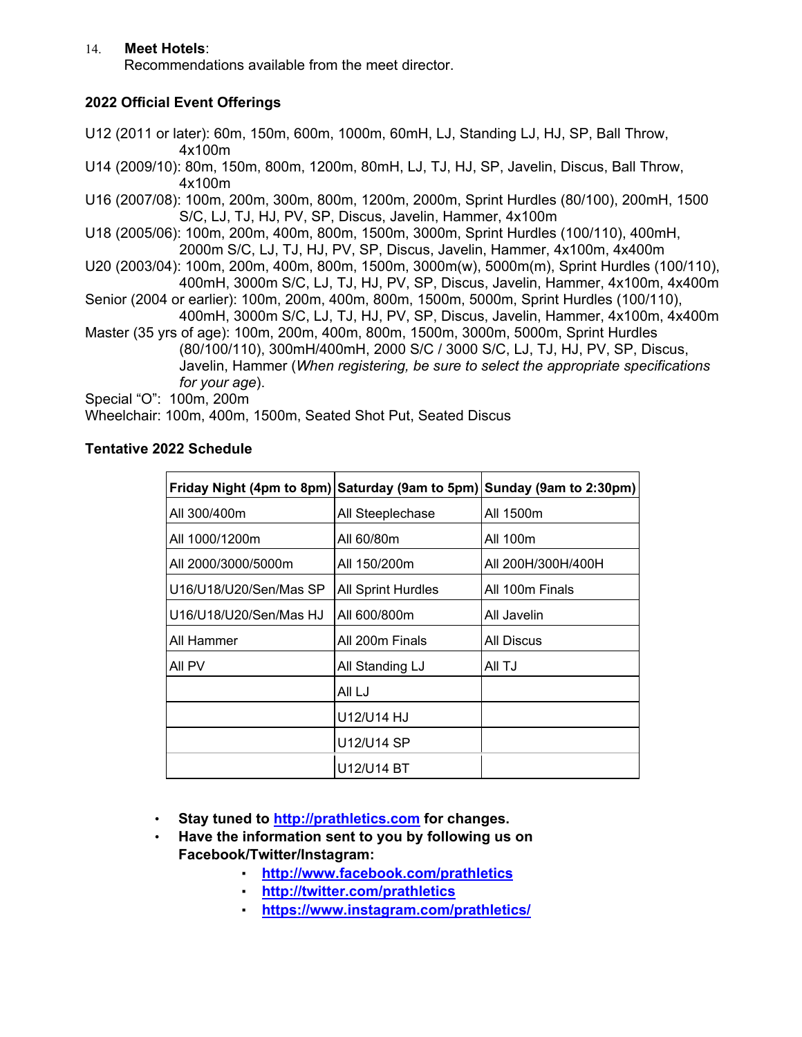14. **Meet Hotels**:
    Recommendations available from the meet director.

**2022 Official Event Offerings**

U12 (2011 or later): 60m, 150m, 600m, 1000m, 60mH, LJ, Standing LJ, HJ, SP, Ball Throw, 4x100m

U14 (2009/10): 80m, 150m, 800m, 1200m, 80mH, LJ, TJ, HJ, SP, Javelin, Discus, Ball Throw, 4x100m

U16 (2007/08): 100m, 200m, 300m, 800m, 1200m, 2000m, Sprint Hurdles (80/100), 200mH, 1500 S/C, LJ, TJ, HJ, PV, SP, Discus, Javelin, Hammer, 4x100m

U18 (2005/06): 100m, 200m, 400m, 800m, 1500m, 3000m, Sprint Hurdles (100/110), 400mH, 2000m S/C, LJ, TJ, HJ, PV, SP, Discus, Javelin, Hammer, 4x100m, 4x400m

U20 (2003/04): 100m, 200m, 400m, 800m, 1500m, 3000m(w), 5000m(m), Sprint Hurdles (100/110), 400mH, 3000m S/C, LJ, TJ, HJ, PV, SP, Discus, Javelin, Hammer, 4x100m, 4x400m

Senior (2004 or earlier): 100m, 200m, 400m, 800m, 1500m, 5000m, Sprint Hurdles (100/110), 400mH, 3000m S/C, LJ, TJ, HJ, PV, SP, Discus, Javelin, Hammer, 4x100m, 4x400m

Master (35 yrs of age): 100m, 200m, 400m, 800m, 1500m, 3000m, 5000m, Sprint Hurdles (80/100/110), 300mH/400mH, 2000 S/C / 3000 S/C, LJ, TJ, HJ, PV, SP, Discus, Javelin, Hammer (*When registering, be sure to select the appropriate specifications for your age*).

Special "O": 100m, 200m

Wheelchair: 100m, 400m, 1500m, Seated Shot Put, Seated Discus

**Tentative 2022 Schedule**

| Friday Night (4pm to 8pm) | Saturday (9am to 5pm) | Sunday (9am to 2:30pm) |
|---|---|---|
| All 300/400m | All Steeplechase | All 1500m |
| All 1000/1200m | All 60/80m | All 100m |
| All 2000/3000/5000m | All 150/200m | All 200H/300H/400H |
| U16/U18/U20/Sen/Mas SP | All Sprint Hurdles | All 100m Finals |
| U16/U18/U20/Sen/Mas HJ | All 600/800m | All Javelin |
| All Hammer | All 200m Finals | All Discus |
| All PV | All Standing LJ | All TJ |
| | All LJ | |
| | U12/U14 HJ | |
| | U12/U14 SP | |
| | U12/U14 BT | |

- **Stay tuned to http://prathletics.com for changes.**
- **Have the information sent to you by following us on Facebook/Twitter/Instagram:**
  - **http://www.facebook.com/prathletics**
  - **http://twitter.com/prathletics**
  - **https://www.instagram.com/prathletics/**